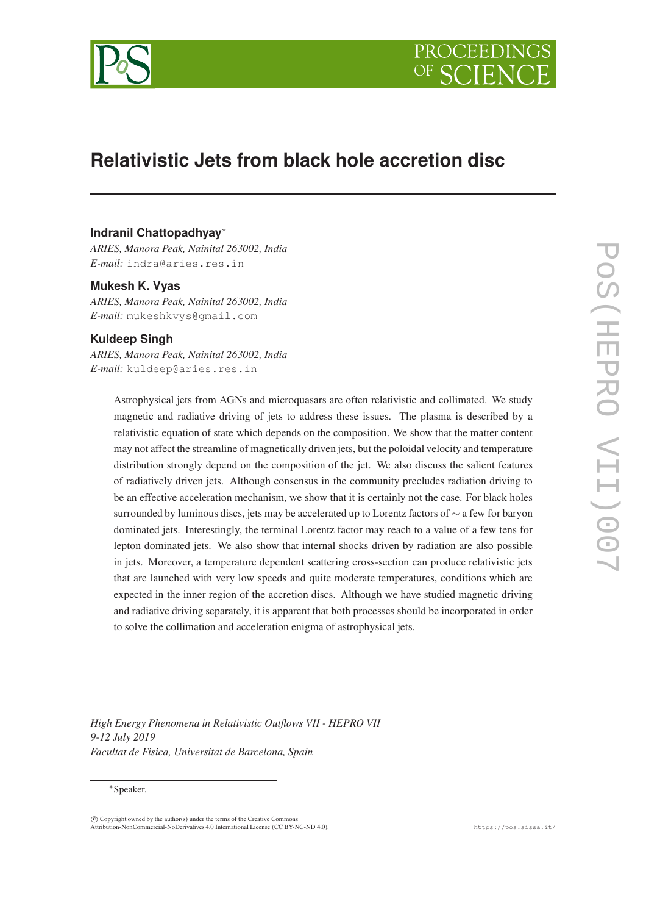# Relativistic Jets from black hole accretion disc

**Indranil Chattopadhyay***
*ARIES, Manora Peak, Nainital 263002, India*
*E-mail:* indra@aries.res.in

**Mukesh K. Vyas**
*ARIES, Manora Peak, Nainital 263002, India*
*E-mail:* mukeshkvys@gmail.com

**Kuldeep Singh**
*ARIES, Manora Peak, Nainital 263002, India*
*E-mail:* kuldeep@aries.res.in

Astrophysical jets from AGNs and microquasars are often relativistic and collimated. We study magnetic and radiative driving of jets to address these issues. The plasma is described by a relativistic equation of state which depends on the composition. We show that the matter content may not affect the streamline of magnetically driven jets, but the poloidal velocity and temperature distribution strongly depend on the composition of the jet. We also discuss the salient features of radiatively driven jets. Although consensus in the community precludes radiation driving to be an effective acceleration mechanism, we show that it is certainly not the case. For black holes surrounded by luminous discs, jets may be accelerated up to Lorentz factors of $\sim$ a few for baryon dominated jets. Interestingly, the terminal Lorentz factor may reach to a value of a few tens for lepton dominated jets. We also show that internal shocks driven by radiation are also possible in jets. Moreover, a temperature dependent scattering cross-section can produce relativistic jets that are launched with very low speeds and quite moderate temperatures, conditions which are expected in the inner region of the accretion discs. Although we have studied magnetic driving and radiative driving separately, it is apparent that both processes should be incorporated in order to solve the collimation and acceleration enigma of astrophysical jets.

*High Energy Phenomena in Relativistic Outflows VII - HEPRO VII*
*9-12 July 2019*
*Facultat de Fisica, Universitat de Barcelona, Spain*

*Speaker.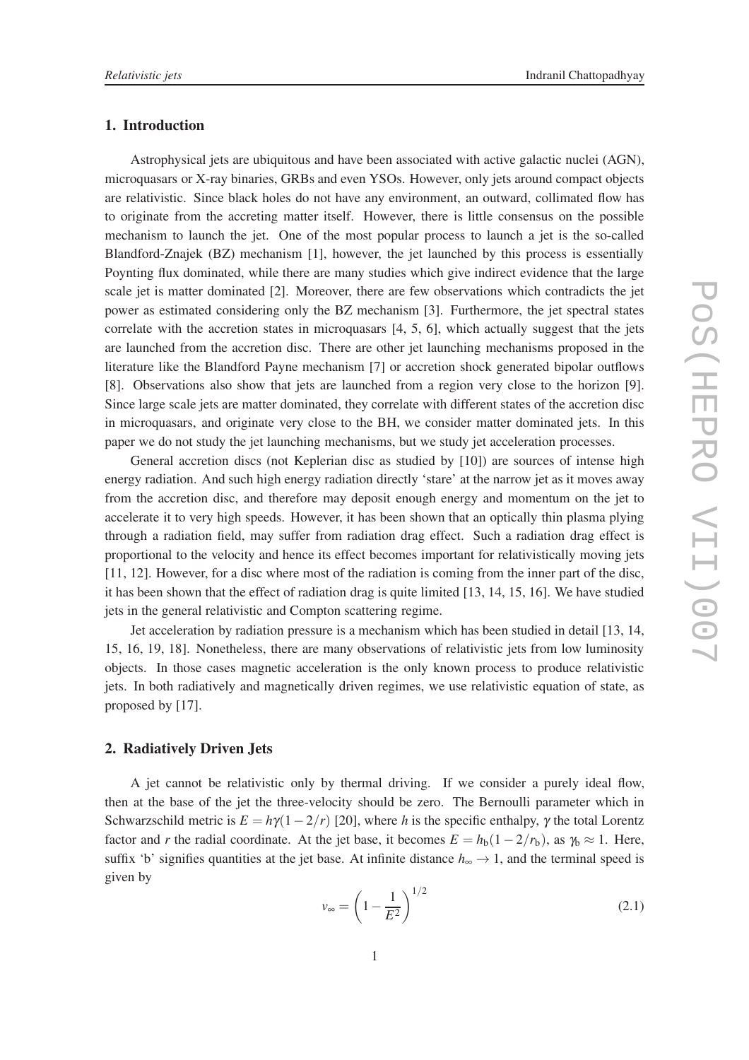## 1. Introduction

Astrophysical jets are ubiquitous and have been associated with active galactic nuclei (AGN), microquasars or X-ray binaries, GRBs and even YSOs. However, only jets around compact objects are relativistic. Since black holes do not have any environment, an outward, collimated flow has to originate from the accreting matter itself. However, there is little consensus on the possible mechanism to launch the jet. One of the most popular process to launch a jet is the so-called Blandford-Znajek (BZ) mechanism [1], however, the jet launched by this process is essentially Poynting flux dominated, while there are many studies which give indirect evidence that the large scale jet is matter dominated [2]. Moreover, there are few observations which contradicts the jet power as estimated considering only the BZ mechanism [3]. Furthermore, the jet spectral states correlate with the accretion states in microquasars [4, 5, 6], which actually suggest that the jets are launched from the accretion disc. There are other jet launching mechanisms proposed in the literature like the Blandford Payne mechanism [7] or accretion shock generated bipolar outflows [8]. Observations also show that jets are launched from a region very close to the horizon [9]. Since large scale jets are matter dominated, they correlate with different states of the accretion disc in microquasars, and originate very close to the BH, we consider matter dominated jets. In this paper we do not study the jet launching mechanisms, but we study jet acceleration processes.

General accretion discs (not Keplerian disc as studied by [10]) are sources of intense high energy radiation. And such high energy radiation directly 'stare' at the narrow jet as it moves away from the accretion disc, and therefore may deposit enough energy and momentum on the jet to accelerate it to very high speeds. However, it has been shown that an optically thin plasma plying through a radiation field, may suffer from radiation drag effect. Such a radiation drag effect is proportional to the velocity and hence its effect becomes important for relativistically moving jets [11, 12]. However, for a disc where most of the radiation is coming from the inner part of the disc, it has been shown that the effect of radiation drag is quite limited [13, 14, 15, 16]. We have studied jets in the general relativistic and Compton scattering regime.

Jet acceleration by radiation pressure is a mechanism which has been studied in detail [13, 14, 15, 16, 19, 18]. Nonetheless, there are many observations of relativistic jets from low luminosity objects. In those cases magnetic acceleration is the only known process to produce relativistic jets. In both radiatively and magnetically driven regimes, we use relativistic equation of state, as proposed by [17].

## 2. Radiatively Driven Jets

A jet cannot be relativistic only by thermal driving. If we consider a purely ideal flow, then at the base of the jet the three-velocity should be zero. The Bernoulli parameter which in Schwarzschild metric is $E = h\gamma(1-2/r)$ [20], where $h$ is the specific enthalpy, $\gamma$ the total Lorentz factor and $r$ the radial coordinate. At the jet base, it becomes $E = h_{\rm b}(1-2/r_{\rm b})$, as $\gamma_{\rm b} \approx 1$. Here, suffix 'b' signifies quantities at the jet base. At infinite distance $h_{\infty} \rightarrow 1$, and the terminal speed is given by

$$v_{\infty} = \left(1 - \frac{1}{E^2}\right)^{1/2} \tag{2.1}$$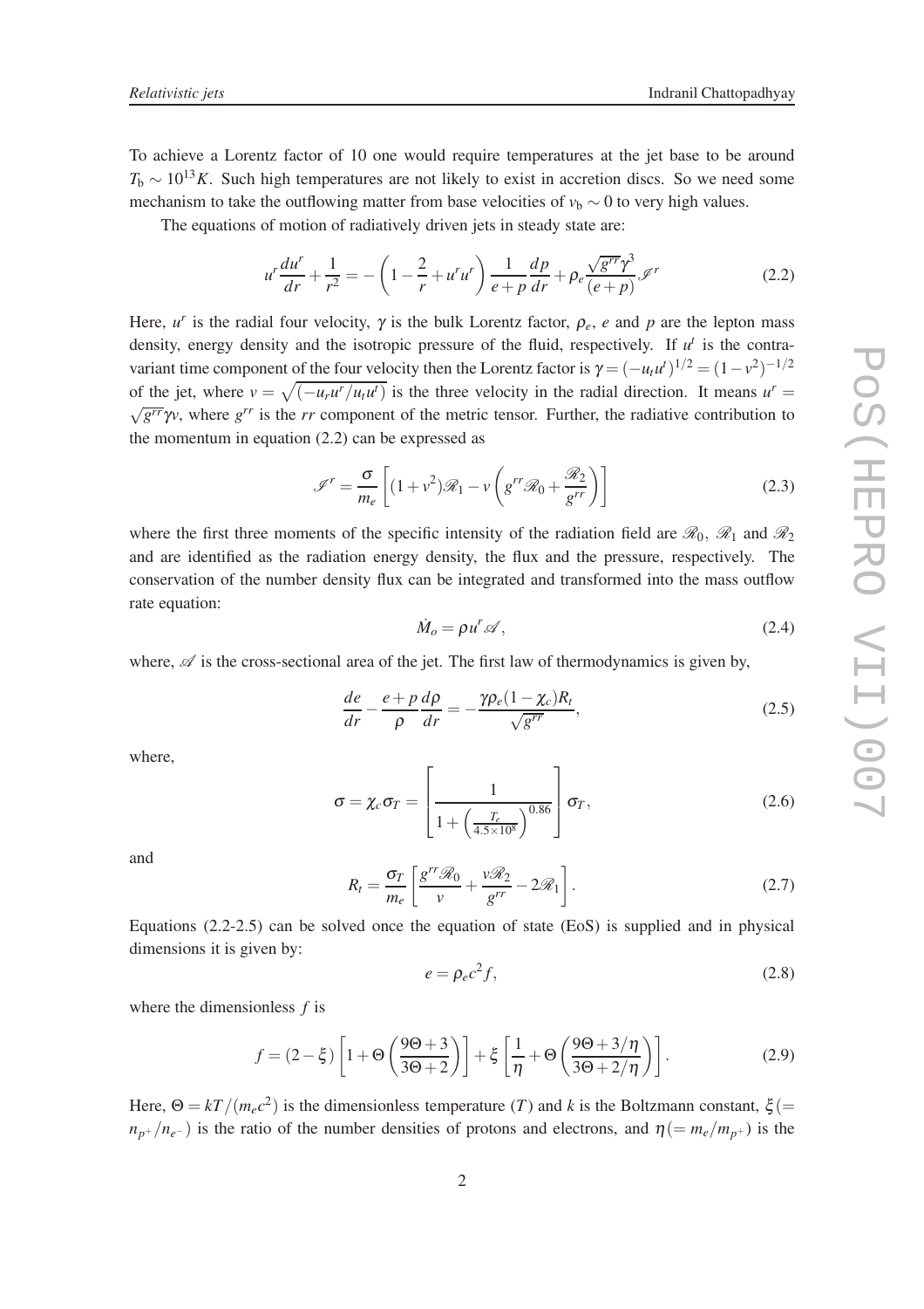To achieve a Lorentz factor of 10 one would require temperatures at the jet base to be around $T_b \sim 10^{13} K$. Such high temperatures are not likely to exist in accretion discs. So we need some mechanism to take the outflowing matter from base velocities of $v_b \sim 0$ to very high values.

The equations of motion of radiatively driven jets in steady state are:

$$u^r \frac{du^r}{dr} + \frac{1}{r^2} = -\left(1 - \frac{2}{r} + u^r u^r\right) \frac{1}{e+p} \frac{dp}{dr} + \rho_e \frac{\sqrt{g^{rr}}\gamma^3}{(e+p)} \mathscr{I}^r \tag{2.2}$$

Here, $u^r$ is the radial four velocity, $\gamma$ is the bulk Lorentz factor, $\rho_e$, $e$ and $p$ are the lepton mass density, energy density and the isotropic pressure of the fluid, respectively. If $u^t$ is the contravariant time component of the four velocity then the Lorentz factor is $\gamma = (-u_t u^t)^{1/2} = (1-v^2)^{-1/2}$ of the jet, where $v = \sqrt{(-u_r u^r / u_t u^t)}$ is the three velocity in the radial direction. It means $u^r = \sqrt{g^{rr}}\gamma v$, where $g^{rr}$ is the $rr$ component of the metric tensor. Further, the radiative contribution to the momentum in equation (2.2) can be expressed as

$$\mathscr{I}^r = \frac{\sigma}{m_e}\left[(1+v^2)\mathscr{R}_1 - v\left(g^{rr}\mathscr{R}_0 + \frac{\mathscr{R}_2}{g^{rr}}\right)\right] \tag{2.3}$$

where the first three moments of the specific intensity of the radiation field are $\mathscr{R}_0$, $\mathscr{R}_1$ and $\mathscr{R}_2$ and are identified as the radiation energy density, the flux and the pressure, respectively. The conservation of the number density flux can be integrated and transformed into the mass outflow rate equation:

$$\dot{M}_o = \rho u^r \mathscr{A}, \tag{2.4}$$

where, $\mathscr{A}$ is the cross-sectional area of the jet. The first law of thermodynamics is given by,

$$\frac{de}{dr} - \frac{e+p}{\rho}\frac{d\rho}{dr} = -\frac{\gamma \rho_e (1-\chi_c) R_t}{\sqrt{g^{rr}}}, \tag{2.5}$$

where,

$$\sigma = \chi_c \sigma_T = \left[\frac{1}{1 + \left(\frac{T_e}{4.5\times 10^8}\right)^{0.86}}\right]\sigma_T, \tag{2.6}$$

and

$$R_t = \frac{\sigma_T}{m_e}\left[\frac{g^{rr}\mathscr{R}_0}{v} + \frac{v\mathscr{R}_2}{g^{rr}} - 2\mathscr{R}_1\right]. \tag{2.7}$$

Equations (2.2-2.5) can be solved once the equation of state (EoS) is supplied and in physical dimensions it is given by:

$$e = \rho_e c^2 f, \tag{2.8}$$

where the dimensionless $f$ is

$$f = (2-\xi)\left[1 + \Theta\left(\frac{9\Theta+3}{3\Theta+2}\right)\right] + \xi\left[\frac{1}{\eta} + \Theta\left(\frac{9\Theta + 3/\eta}{3\Theta + 2/\eta}\right)\right]. \tag{2.9}$$

Here, $\Theta = kT/(m_e c^2)$ is the dimensionless temperature ($T$) and $k$ is the Boltzmann constant, $\xi (= n_{p^+}/n_{e^-})$ is the ratio of the number densities of protons and electrons, and $\eta (= m_e/m_{p^+})$ is the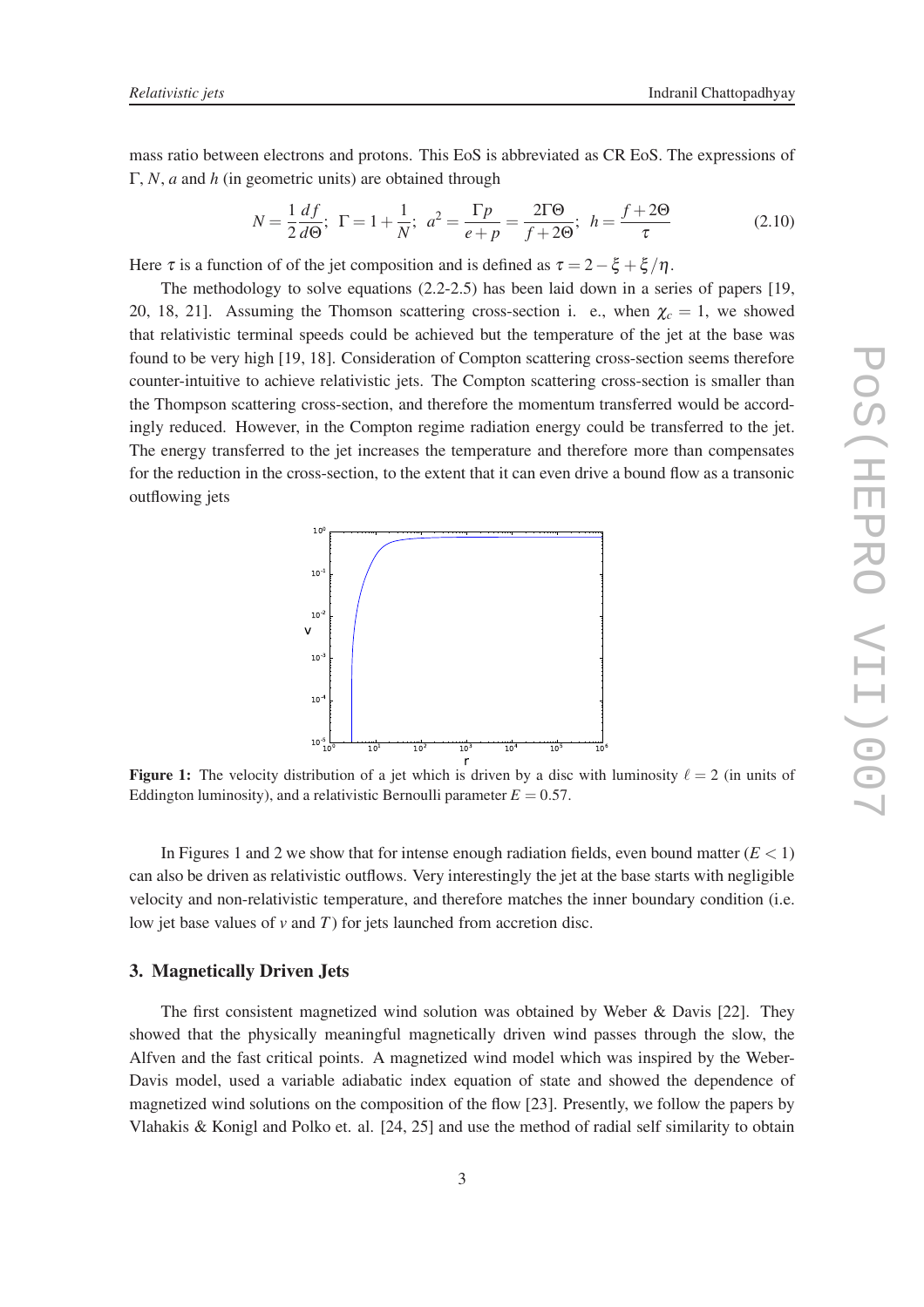mass ratio between electrons and protons. This EoS is abbreviated as CR EoS. The expressions of $\Gamma$, $N$, $a$ and $h$ (in geometric units) are obtained through

$$N = \frac{1}{2}\frac{df}{d\Theta};\ \ \Gamma = 1 + \frac{1}{N};\ \ a^2 = \frac{\Gamma p}{e+p} = \frac{2\Gamma\Theta}{f+2\Theta};\ \ h = \frac{f+2\Theta}{\tau} \tag{2.10}$$

Here $\tau$ is a function of of the jet composition and is defined as $\tau = 2 - \xi + \xi/\eta$.

The methodology to solve equations (2.2-2.5) has been laid down in a series of papers [19, 20, 18, 21]. Assuming the Thomson scattering cross-section i. e., when $\chi_c = 1$, we showed that relativistic terminal speeds could be achieved but the temperature of the jet at the base was found to be very high [19, 18]. Consideration of Compton scattering cross-section seems therefore counter-intuitive to achieve relativistic jets. The Compton scattering cross-section is smaller than the Thompson scattering cross-section, and therefore the momentum transferred would be accordingly reduced. However, in the Compton regime radiation energy could be transferred to the jet. The energy transferred to the jet increases the temperature and therefore more than compensates for the reduction in the cross-section, to the extent that it can even drive a bound flow as a transonic outflowing jets

**Figure 1:** The velocity distribution of a jet which is driven by a disc with luminosity $\ell = 2$ (in units of Eddington luminosity), and a relativistic Bernoulli parameter $E = 0.57$.

In Figures 1 and 2 we show that for intense enough radiation fields, even bound matter ($E < 1$) can also be driven as relativistic outflows. Very interestingly the jet at the base starts with negligible velocity and non-relativistic temperature, and therefore matches the inner boundary condition (i.e. low jet base values of $v$ and $T$) for jets launched from accretion disc.

## 3. Magnetically Driven Jets

The first consistent magnetized wind solution was obtained by Weber & Davis [22]. They showed that the physically meaningful magnetically driven wind passes through the slow, the Alfven and the fast critical points. A magnetized wind model which was inspired by the Weber-Davis model, used a variable adiabatic index equation of state and showed the dependence of magnetized wind solutions on the composition of the flow [23]. Presently, we follow the papers by Vlahakis & Konigl and Polko et. al. [24, 25] and use the method of radial self similarity to obtain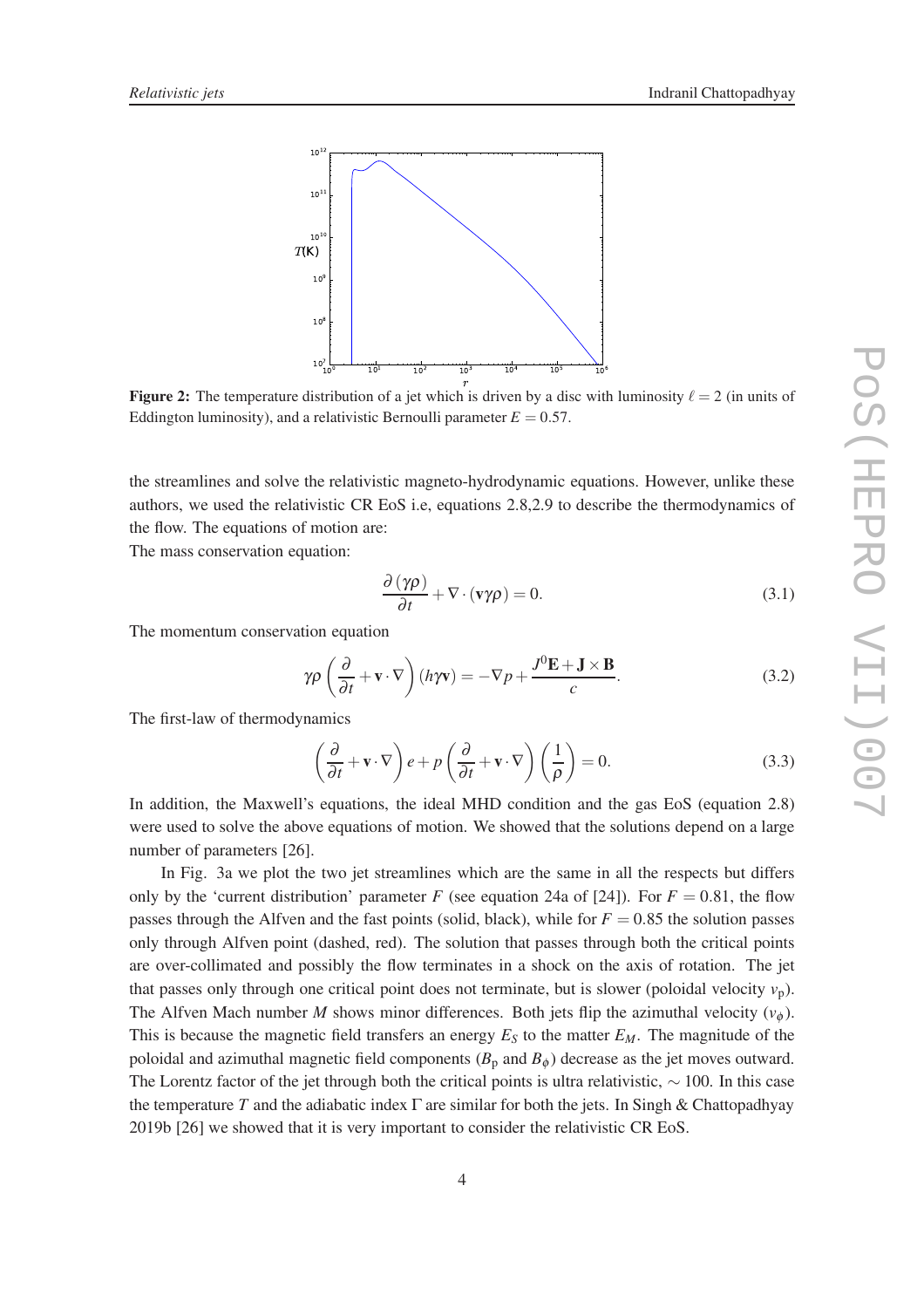**Figure 2:** The temperature distribution of a jet which is driven by a disc with luminosity $\ell = 2$ (in units of Eddington luminosity), and a relativistic Bernoulli parameter $E = 0.57$.

the streamlines and solve the relativistic magneto-hydrodynamic equations. However, unlike these authors, we used the relativistic CR EoS i.e, equations 2.8,2.9 to describe the thermodynamics of the flow. The equations of motion are:

The mass conservation equation:

$$\frac{\partial(\gamma\rho)}{\partial t} + \nabla \cdot (\mathbf{v}\gamma\rho) = 0. \tag{3.1}$$

The momentum conservation equation

$$\gamma\rho\left(\frac{\partial}{\partial t} + \mathbf{v}\cdot\nabla\right)(h\gamma\mathbf{v}) = -\nabla p + \frac{J^0\mathbf{E} + \mathbf{J}\times\mathbf{B}}{c}. \tag{3.2}$$

The first-law of thermodynamics

$$\left(\frac{\partial}{\partial t} + \mathbf{v}\cdot\nabla\right)e + p\left(\frac{\partial}{\partial t} + \mathbf{v}\cdot\nabla\right)\left(\frac{1}{\rho}\right) = 0. \tag{3.3}$$

In addition, the Maxwell's equations, the ideal MHD condition and the gas EoS (equation 2.8) were used to solve the above equations of motion. We showed that the solutions depend on a large number of parameters [26].

In Fig. 3a we plot the two jet streamlines which are the same in all the respects but differs only by the 'current distribution' parameter $F$ (see equation 24a of [24]). For $F = 0.81$, the flow passes through the Alfven and the fast points (solid, black), while for $F = 0.85$ the solution passes only through Alfven point (dashed, red). The solution that passes through both the critical points are over-collimated and possibly the flow terminates in a shock on the axis of rotation. The jet that passes only through one critical point does not terminate, but is slower (poloidal velocity $v_{\rm p}$). The Alfven Mach number $M$ shows minor differences. Both jets flip the azimuthal velocity ($v_\phi$). This is because the magnetic field transfers an energy $E_S$ to the matter $E_M$. The magnitude of the poloidal and azimuthal magnetic field components ($B_{\rm p}$ and $B_\phi$) decrease as the jet moves outward. The Lorentz factor of the jet through both the critical points is ultra relativistic, $\sim 100$. In this case the temperature $T$ and the adiabatic index $\Gamma$ are similar for both the jets. In Singh & Chattopadhyay 2019b [26] we showed that it is very important to consider the relativistic CR EoS.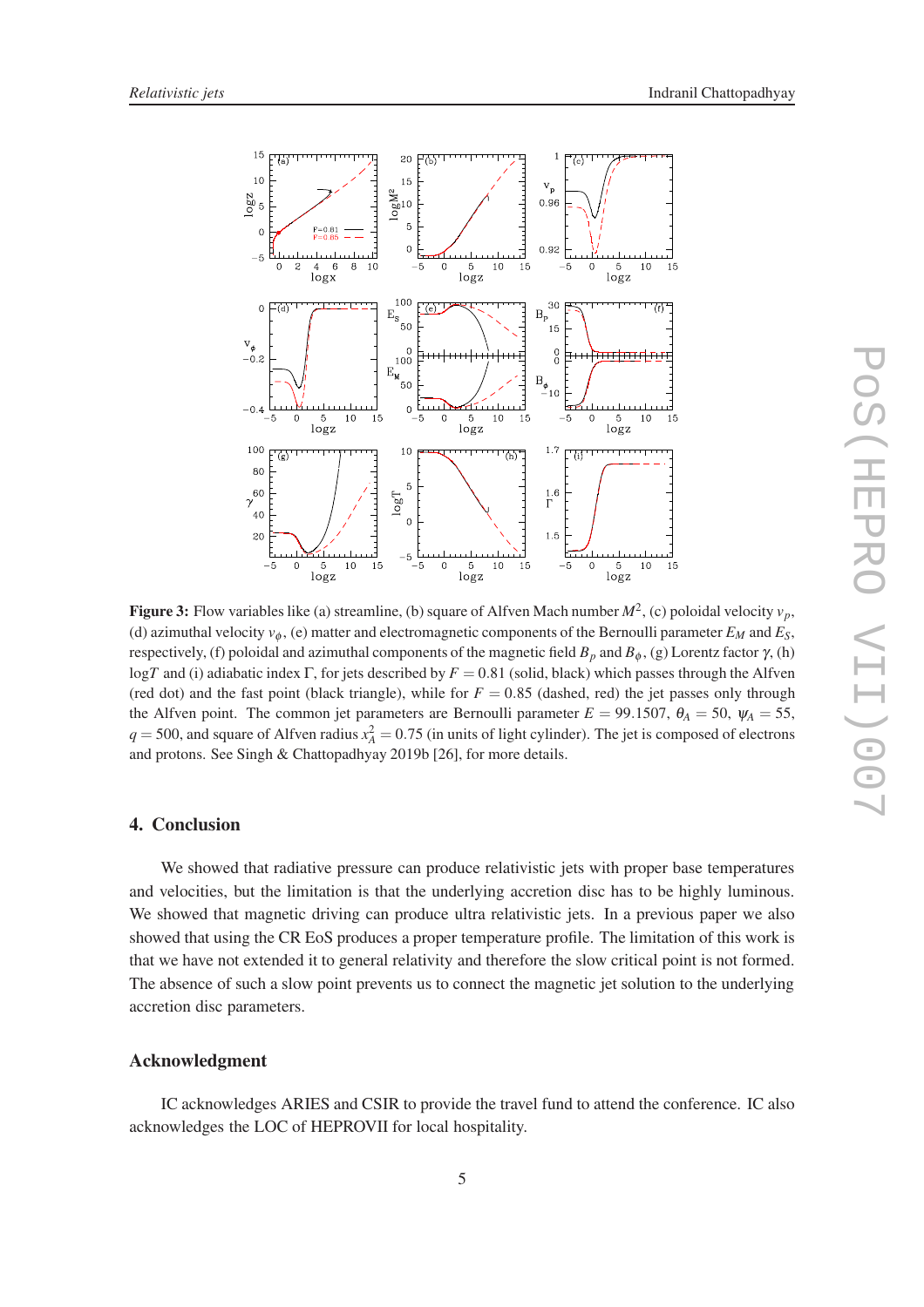**Figure 3:** Flow variables like (a) streamline, (b) square of Alfven Mach number $M^2$, (c) poloidal velocity $v_p$, (d) azimuthal velocity $v_\phi$, (e) matter and electromagnetic components of the Bernoulli parameter $E_M$ and $E_S$, respectively, (f) poloidal and azimuthal components of the magnetic field $B_p$ and $B_\phi$, (g) Lorentz factor $\gamma$, (h) $\log T$ and (i) adiabatic index $\Gamma$, for jets described by $F = 0.81$ (solid, black) which passes through the Alfven (red dot) and the fast point (black triangle), while for $F = 0.85$ (dashed, red) the jet passes only through the Alfven point. The common jet parameters are Bernoulli parameter $E = 99.1507$, $\theta_A = 50$, $\psi_A = 55$, $q = 500$, and square of Alfven radius $x_A^2 = 0.75$ (in units of light cylinder). The jet is composed of electrons and protons. See Singh & Chattopadhyay 2019b [26], for more details.

## 4. Conclusion

We showed that radiative pressure can produce relativistic jets with proper base temperatures and velocities, but the limitation is that the underlying accretion disc has to be highly luminous. We showed that magnetic driving can produce ultra relativistic jets. In a previous paper we also showed that using the CR EoS produces a proper temperature profile. The limitation of this work is that we have not extended it to general relativity and therefore the slow critical point is not formed. The absence of such a slow point prevents us to connect the magnetic jet solution to the underlying accretion disc parameters.

## Acknowledgment

IC acknowledges ARIES and CSIR to provide the travel fund to attend the conference. IC also acknowledges the LOC of HEPROVII for local hospitality.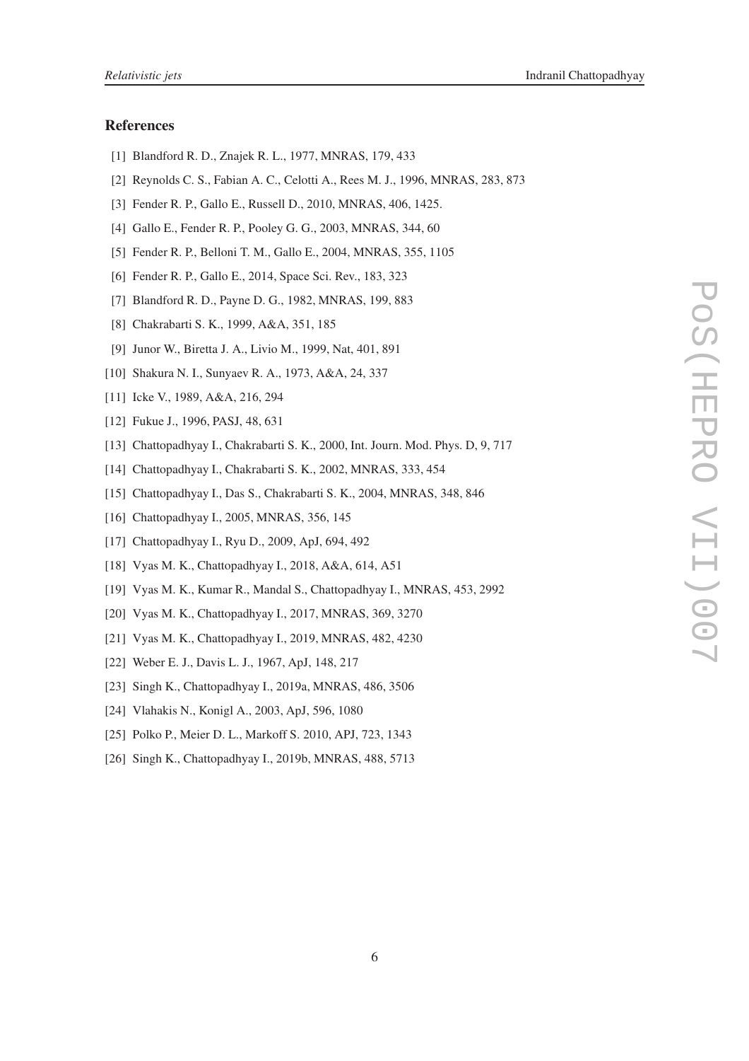## References

[1] Blandford R. D., Znajek R. L., 1977, MNRAS, 179, 433

[2] Reynolds C. S., Fabian A. C., Celotti A., Rees M. J., 1996, MNRAS, 283, 873

[3] Fender R. P., Gallo E., Russell D., 2010, MNRAS, 406, 1425.

[4] Gallo E., Fender R. P., Pooley G. G., 2003, MNRAS, 344, 60

[5] Fender R. P., Belloni T. M., Gallo E., 2004, MNRAS, 355, 1105

[6] Fender R. P., Gallo E., 2014, Space Sci. Rev., 183, 323

[7] Blandford R. D., Payne D. G., 1982, MNRAS, 199, 883

[8] Chakrabarti S. K., 1999, A&A, 351, 185

[9] Junor W., Biretta J. A., Livio M., 1999, Nat, 401, 891

[10] Shakura N. I., Sunyaev R. A., 1973, A&A, 24, 337

[11] Icke V., 1989, A&A, 216, 294

[12] Fukue J., 1996, PASJ, 48, 631

[13] Chattopadhyay I., Chakrabarti S. K., 2000, Int. Journ. Mod. Phys. D, 9, 717

[14] Chattopadhyay I., Chakrabarti S. K., 2002, MNRAS, 333, 454

[15] Chattopadhyay I., Das S., Chakrabarti S. K., 2004, MNRAS, 348, 846

[16] Chattopadhyay I., 2005, MNRAS, 356, 145

[17] Chattopadhyay I., Ryu D., 2009, ApJ, 694, 492

[18] Vyas M. K., Chattopadhyay I., 2018, A&A, 614, A51

[19] Vyas M. K., Kumar R., Mandal S., Chattopadhyay I., MNRAS, 453, 2992

[20] Vyas M. K., Chattopadhyay I., 2017, MNRAS, 369, 3270

[21] Vyas M. K., Chattopadhyay I., 2019, MNRAS, 482, 4230

[22] Weber E. J., Davis L. J., 1967, ApJ, 148, 217

[23] Singh K., Chattopadhyay I., 2019a, MNRAS, 486, 3506

[24] Vlahakis N., Konigl A., 2003, ApJ, 596, 1080

[25] Polko P., Meier D. L., Markoff S. 2010, APJ, 723, 1343

[26] Singh K., Chattopadhyay I., 2019b, MNRAS, 488, 5713